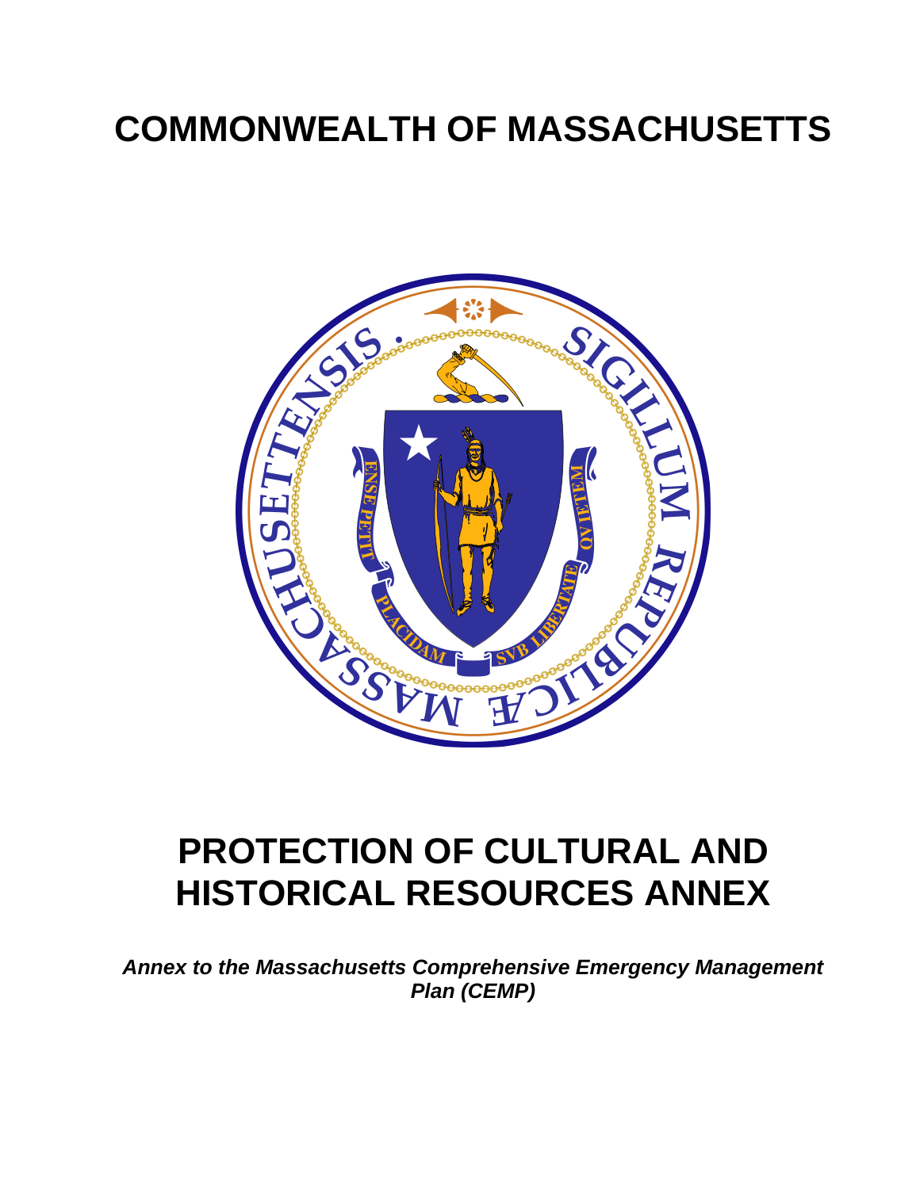# COMMONWEALTH OF MASSACHUSETTS

# PROTECTION OF CULTURAL AND HISTORICAL RESOURCES ANNEX

***Annex to the Massachusetts Comprehensive Emergency Management Plan (CEMP)***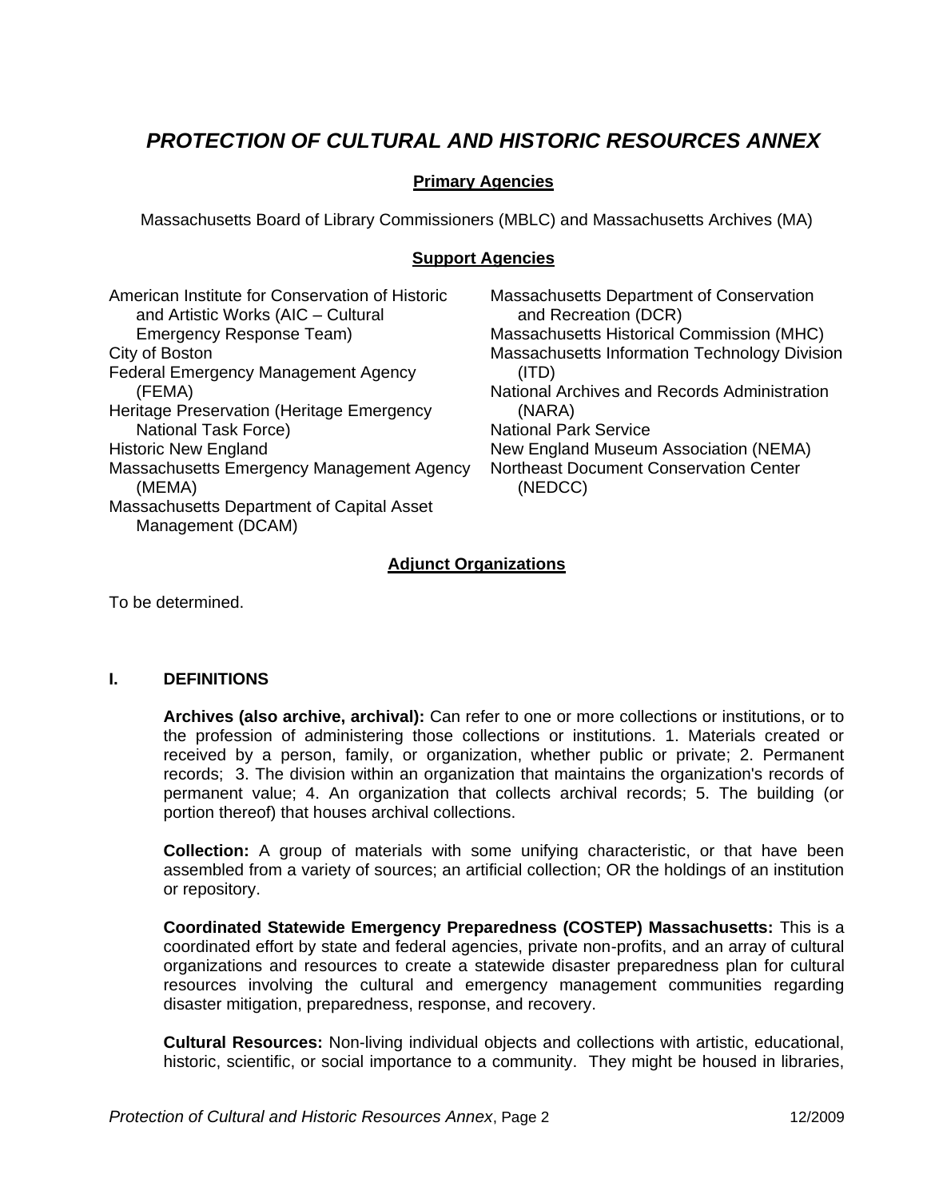# PROTECTION OF CULTURAL AND HISTORIC RESOURCES ANNEX

## Primary Agencies

Massachusetts Board of Library Commissioners (MBLC) and Massachusetts Archives (MA)

## Support Agencies

- American Institute for Conservation of Historic and Artistic Works (AIC – Cultural Emergency Response Team)
- City of Boston
- Federal Emergency Management Agency (FEMA)
- Heritage Preservation (Heritage Emergency National Task Force)
- Historic New England
- Massachusetts Emergency Management Agency (MEMA)
- Massachusetts Department of Capital Asset Management (DCAM)
- Massachusetts Department of Conservation and Recreation (DCR)
- Massachusetts Historical Commission (MHC)
- Massachusetts Information Technology Division (ITD)
- National Archives and Records Administration (NARA)
- National Park Service
- New England Museum Association (NEMA)
- Northeast Document Conservation Center (NEDCC)

## Adjunct Organizations

To be determined.

## I. DEFINITIONS

**Archives (also archive, archival):** Can refer to one or more collections or institutions, or to the profession of administering those collections or institutions. 1. Materials created or received by a person, family, or organization, whether public or private; 2. Permanent records; 3. The division within an organization that maintains the organization's records of permanent value; 4. An organization that collects archival records; 5. The building (or portion thereof) that houses archival collections.

**Collection:** A group of materials with some unifying characteristic, or that have been assembled from a variety of sources; an artificial collection; OR the holdings of an institution or repository.

**Coordinated Statewide Emergency Preparedness (COSTEP) Massachusetts:** This is a coordinated effort by state and federal agencies, private non-profits, and an array of cultural organizations and resources to create a statewide disaster preparedness plan for cultural resources involving the cultural and emergency management communities regarding disaster mitigation, preparedness, response, and recovery.

**Cultural Resources:** Non-living individual objects and collections with artistic, educational, historic, scientific, or social importance to a community. They might be housed in libraries,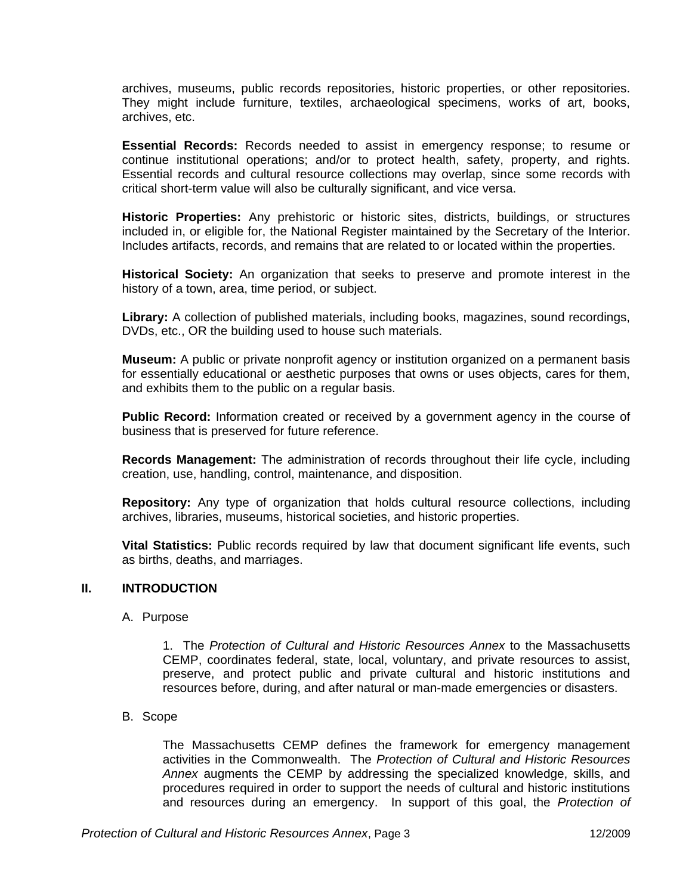archives, museums, public records repositories, historic properties, or other repositories. They might include furniture, textiles, archaeological specimens, works of art, books, archives, etc.

**Essential Records:** Records needed to assist in emergency response; to resume or continue institutional operations; and/or to protect health, safety, property, and rights. Essential records and cultural resource collections may overlap, since some records with critical short-term value will also be culturally significant, and vice versa.

**Historic Properties:** Any prehistoric or historic sites, districts, buildings, or structures included in, or eligible for, the National Register maintained by the Secretary of the Interior. Includes artifacts, records, and remains that are related to or located within the properties.

**Historical Society:** An organization that seeks to preserve and promote interest in the history of a town, area, time period, or subject.

**Library:** A collection of published materials, including books, magazines, sound recordings, DVDs, etc., OR the building used to house such materials.

**Museum:** A public or private nonprofit agency or institution organized on a permanent basis for essentially educational or aesthetic purposes that owns or uses objects, cares for them, and exhibits them to the public on a regular basis.

**Public Record:** Information created or received by a government agency in the course of business that is preserved for future reference.

**Records Management:** The administration of records throughout their life cycle, including creation, use, handling, control, maintenance, and disposition.

**Repository:** Any type of organization that holds cultural resource collections, including archives, libraries, museums, historical societies, and historic properties.

**Vital Statistics:** Public records required by law that document significant life events, such as births, deaths, and marriages.

## II. INTRODUCTION

### A. Purpose

1. The *Protection of Cultural and Historic Resources Annex* to the Massachusetts CEMP, coordinates federal, state, local, voluntary, and private resources to assist, preserve, and protect public and private cultural and historic institutions and resources before, during, and after natural or man-made emergencies or disasters.

### B. Scope

The Massachusetts CEMP defines the framework for emergency management activities in the Commonwealth. The *Protection of Cultural and Historic Resources Annex* augments the CEMP by addressing the specialized knowledge, skills, and procedures required in order to support the needs of cultural and historic institutions and resources during an emergency. In support of this goal, the *Protection of*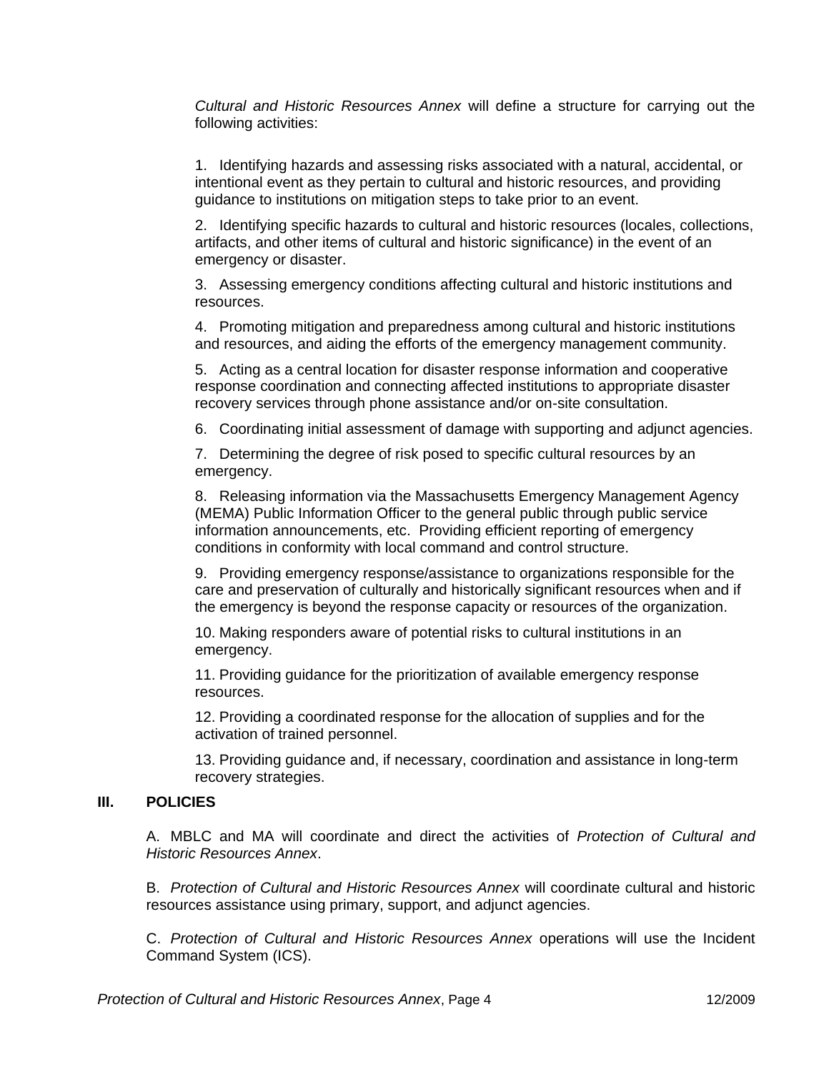*Cultural and Historic Resources Annex* will define a structure for carrying out the following activities:

1. Identifying hazards and assessing risks associated with a natural, accidental, or intentional event as they pertain to cultural and historic resources, and providing guidance to institutions on mitigation steps to take prior to an event.

2. Identifying specific hazards to cultural and historic resources (locales, collections, artifacts, and other items of cultural and historic significance) in the event of an emergency or disaster.

3. Assessing emergency conditions affecting cultural and historic institutions and resources.

4. Promoting mitigation and preparedness among cultural and historic institutions and resources, and aiding the efforts of the emergency management community.

5. Acting as a central location for disaster response information and cooperative response coordination and connecting affected institutions to appropriate disaster recovery services through phone assistance and/or on-site consultation.

6. Coordinating initial assessment of damage with supporting and adjunct agencies.

7. Determining the degree of risk posed to specific cultural resources by an emergency.

8. Releasing information via the Massachusetts Emergency Management Agency (MEMA) Public Information Officer to the general public through public service information announcements, etc. Providing efficient reporting of emergency conditions in conformity with local command and control structure.

9. Providing emergency response/assistance to organizations responsible for the care and preservation of culturally and historically significant resources when and if the emergency is beyond the response capacity or resources of the organization.

10. Making responders aware of potential risks to cultural institutions in an emergency.

11. Providing guidance for the prioritization of available emergency response resources.

12. Providing a coordinated response for the allocation of supplies and for the activation of trained personnel.

13. Providing guidance and, if necessary, coordination and assistance in long-term recovery strategies.

## III. POLICIES

A. MBLC and MA will coordinate and direct the activities of *Protection of Cultural and Historic Resources Annex*.

B. *Protection of Cultural and Historic Resources Annex* will coordinate cultural and historic resources assistance using primary, support, and adjunct agencies.

C. *Protection of Cultural and Historic Resources Annex* operations will use the Incident Command System (ICS).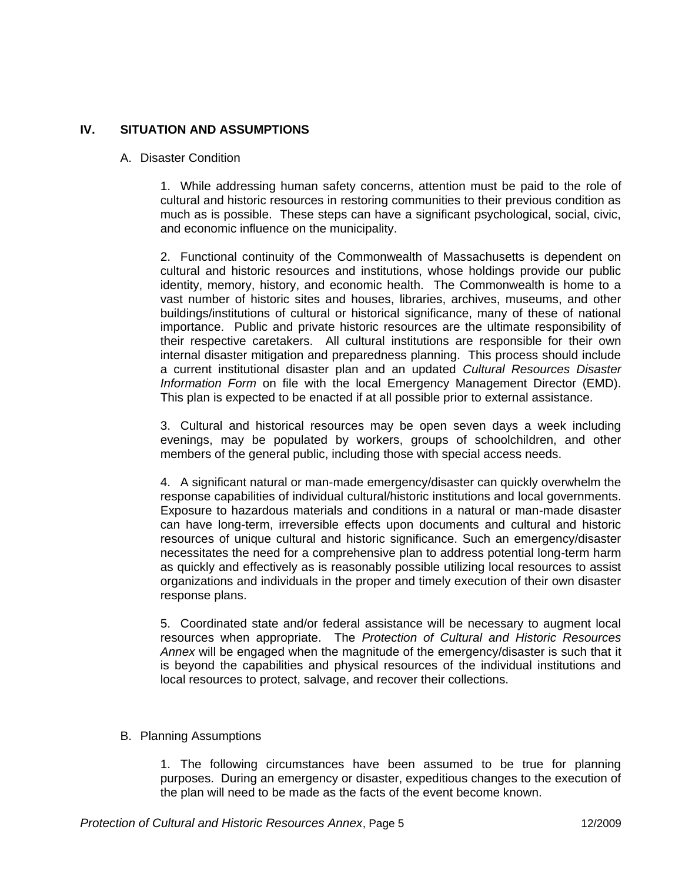## IV. SITUATION AND ASSUMPTIONS

### A. Disaster Condition

1. While addressing human safety concerns, attention must be paid to the role of cultural and historic resources in restoring communities to their previous condition as much as is possible. These steps can have a significant psychological, social, civic, and economic influence on the municipality.

2. Functional continuity of the Commonwealth of Massachusetts is dependent on cultural and historic resources and institutions, whose holdings provide our public identity, memory, history, and economic health. The Commonwealth is home to a vast number of historic sites and houses, libraries, archives, museums, and other buildings/institutions of cultural or historical significance, many of these of national importance. Public and private historic resources are the ultimate responsibility of their respective caretakers. All cultural institutions are responsible for their own internal disaster mitigation and preparedness planning. This process should include a current institutional disaster plan and an updated *Cultural Resources Disaster Information Form* on file with the local Emergency Management Director (EMD). This plan is expected to be enacted if at all possible prior to external assistance.

3. Cultural and historical resources may be open seven days a week including evenings, may be populated by workers, groups of schoolchildren, and other members of the general public, including those with special access needs.

4. A significant natural or man-made emergency/disaster can quickly overwhelm the response capabilities of individual cultural/historic institutions and local governments. Exposure to hazardous materials and conditions in a natural or man-made disaster can have long-term, irreversible effects upon documents and cultural and historic resources of unique cultural and historic significance. Such an emergency/disaster necessitates the need for a comprehensive plan to address potential long-term harm as quickly and effectively as is reasonably possible utilizing local resources to assist organizations and individuals in the proper and timely execution of their own disaster response plans.

5. Coordinated state and/or federal assistance will be necessary to augment local resources when appropriate. The *Protection of Cultural and Historic Resources Annex* will be engaged when the magnitude of the emergency/disaster is such that it is beyond the capabilities and physical resources of the individual institutions and local resources to protect, salvage, and recover their collections.

### B. Planning Assumptions

1. The following circumstances have been assumed to be true for planning purposes. During an emergency or disaster, expeditious changes to the execution of the plan will need to be made as the facts of the event become known.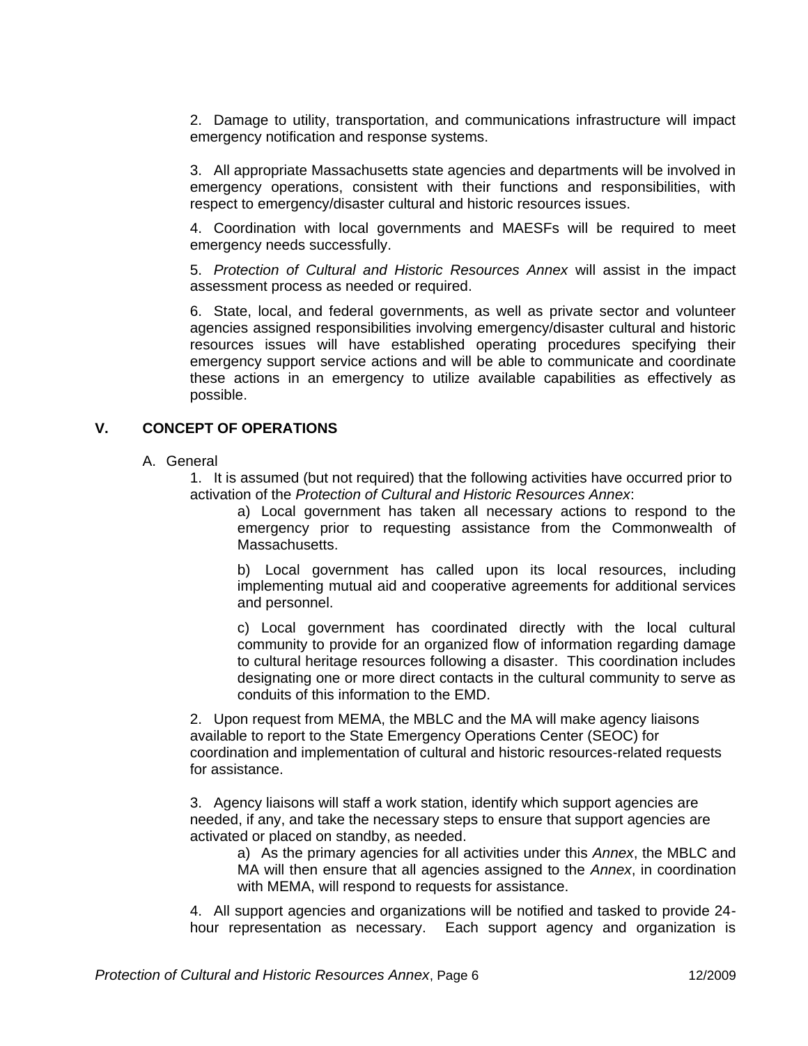2. Damage to utility, transportation, and communications infrastructure will impact emergency notification and response systems.

3. All appropriate Massachusetts state agencies and departments will be involved in emergency operations, consistent with their functions and responsibilities, with respect to emergency/disaster cultural and historic resources issues.

4. Coordination with local governments and MAESFs will be required to meet emergency needs successfully.

5. *Protection of Cultural and Historic Resources Annex* will assist in the impact assessment process as needed or required.

6. State, local, and federal governments, as well as private sector and volunteer agencies assigned responsibilities involving emergency/disaster cultural and historic resources issues will have established operating procedures specifying their emergency support service actions and will be able to communicate and coordinate these actions in an emergency to utilize available capabilities as effectively as possible.

## V. CONCEPT OF OPERATIONS

A. General

1. It is assumed (but not required) that the following activities have occurred prior to activation of the *Protection of Cultural and Historic Resources Annex*:

   a) Local government has taken all necessary actions to respond to the emergency prior to requesting assistance from the Commonwealth of Massachusetts.

   b) Local government has called upon its local resources, including implementing mutual aid and cooperative agreements for additional services and personnel.

   c) Local government has coordinated directly with the local cultural community to provide for an organized flow of information regarding damage to cultural heritage resources following a disaster. This coordination includes designating one or more direct contacts in the cultural community to serve as conduits of this information to the EMD.

2. Upon request from MEMA, the MBLC and the MA will make agency liaisons available to report to the State Emergency Operations Center (SEOC) for coordination and implementation of cultural and historic resources-related requests for assistance.

3. Agency liaisons will staff a work station, identify which support agencies are needed, if any, and take the necessary steps to ensure that support agencies are activated or placed on standby, as needed.

   a) As the primary agencies for all activities under this *Annex*, the MBLC and MA will then ensure that all agencies assigned to the *Annex*, in coordination with MEMA, will respond to requests for assistance.

4. All support agencies and organizations will be notified and tasked to provide 24-hour representation as necessary. Each support agency and organization is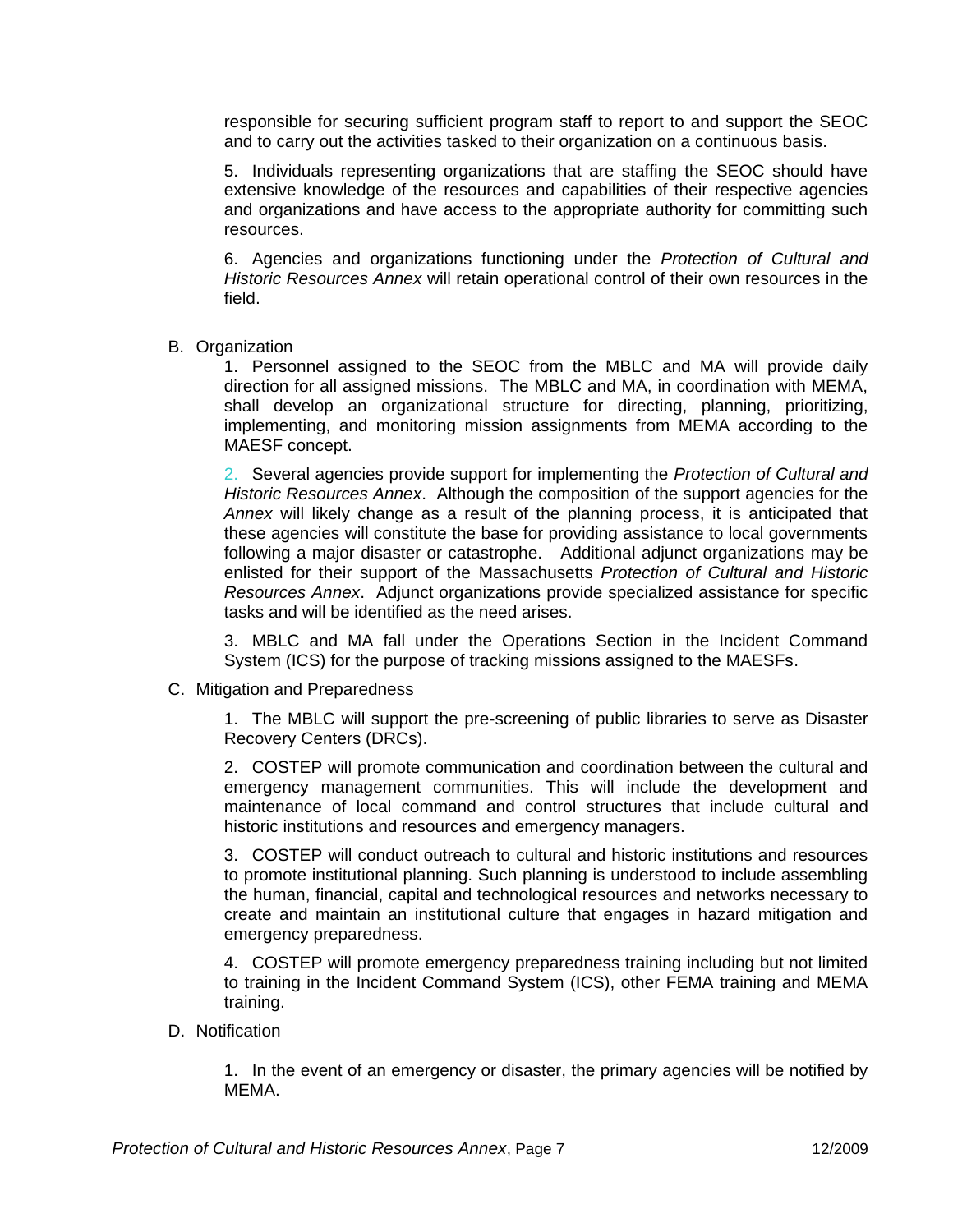responsible for securing sufficient program staff to report to and support the SEOC and to carry out the activities tasked to their organization on a continuous basis.

5. Individuals representing organizations that are staffing the SEOC should have extensive knowledge of the resources and capabilities of their respective agencies and organizations and have access to the appropriate authority for committing such resources.

6. Agencies and organizations functioning under the *Protection of Cultural and Historic Resources Annex* will retain operational control of their own resources in the field.

B. Organization

1. Personnel assigned to the SEOC from the MBLC and MA will provide daily direction for all assigned missions. The MBLC and MA, in coordination with MEMA, shall develop an organizational structure for directing, planning, prioritizing, implementing, and monitoring mission assignments from MEMA according to the MAESF concept.

2. Several agencies provide support for implementing the *Protection of Cultural and Historic Resources Annex*. Although the composition of the support agencies for the *Annex* will likely change as a result of the planning process, it is anticipated that these agencies will constitute the base for providing assistance to local governments following a major disaster or catastrophe. Additional adjunct organizations may be enlisted for their support of the Massachusetts *Protection of Cultural and Historic Resources Annex*. Adjunct organizations provide specialized assistance for specific tasks and will be identified as the need arises.

3. MBLC and MA fall under the Operations Section in the Incident Command System (ICS) for the purpose of tracking missions assigned to the MAESFs.

C. Mitigation and Preparedness

1. The MBLC will support the pre-screening of public libraries to serve as Disaster Recovery Centers (DRCs).

2. COSTEP will promote communication and coordination between the cultural and emergency management communities. This will include the development and maintenance of local command and control structures that include cultural and historic institutions and resources and emergency managers.

3. COSTEP will conduct outreach to cultural and historic institutions and resources to promote institutional planning. Such planning is understood to include assembling the human, financial, capital and technological resources and networks necessary to create and maintain an institutional culture that engages in hazard mitigation and emergency preparedness.

4. COSTEP will promote emergency preparedness training including but not limited to training in the Incident Command System (ICS), other FEMA training and MEMA training.

D. Notification

1. In the event of an emergency or disaster, the primary agencies will be notified by MEMA.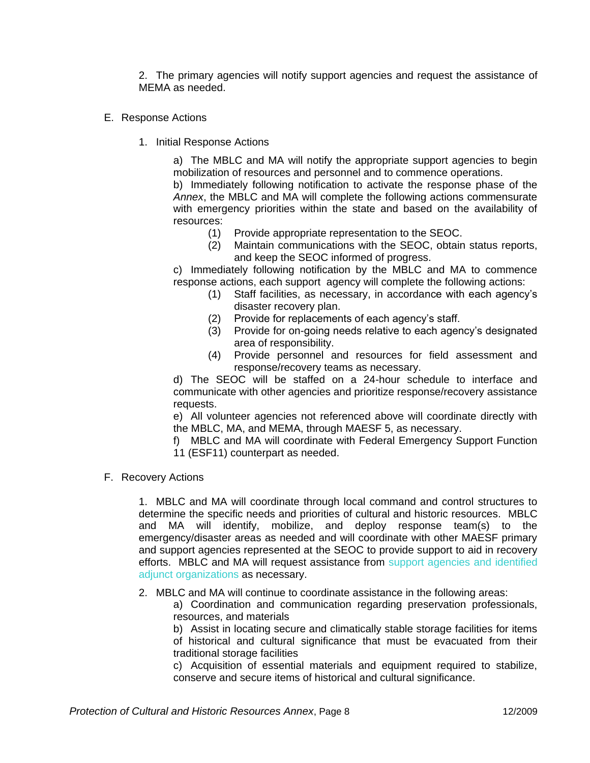2. The primary agencies will notify support agencies and request the assistance of MEMA as needed.

E. Response Actions

1. Initial Response Actions

a) The MBLC and MA will notify the appropriate support agencies to begin mobilization of resources and personnel and to commence operations.

b) Immediately following notification to activate the response phase of the *Annex*, the MBLC and MA will complete the following actions commensurate with emergency priorities within the state and based on the availability of resources:

(1) Provide appropriate representation to the SEOC.

(2) Maintain communications with the SEOC, obtain status reports, and keep the SEOC informed of progress.

c) Immediately following notification by the MBLC and MA to commence response actions, each support agency will complete the following actions:

(1) Staff facilities, as necessary, in accordance with each agency's disaster recovery plan.

(2) Provide for replacements of each agency's staff.

(3) Provide for on-going needs relative to each agency's designated area of responsibility.

(4) Provide personnel and resources for field assessment and response/recovery teams as necessary.

d) The SEOC will be staffed on a 24-hour schedule to interface and communicate with other agencies and prioritize response/recovery assistance requests.

e) All volunteer agencies not referenced above will coordinate directly with the MBLC, MA, and MEMA, through MAESF 5, as necessary.

f) MBLC and MA will coordinate with Federal Emergency Support Function 11 (ESF11) counterpart as needed.

F. Recovery Actions

1. MBLC and MA will coordinate through local command and control structures to determine the specific needs and priorities of cultural and historic resources. MBLC and MA will identify, mobilize, and deploy response team(s) to the emergency/disaster areas as needed and will coordinate with other MAESF primary and support agencies represented at the SEOC to provide support to aid in recovery efforts. MBLC and MA will request assistance from support agencies and identified adjunct organizations as necessary.

2. MBLC and MA will continue to coordinate assistance in the following areas:

a) Coordination and communication regarding preservation professionals, resources, and materials

b) Assist in locating secure and climatically stable storage facilities for items of historical and cultural significance that must be evacuated from their traditional storage facilities

c) Acquisition of essential materials and equipment required to stabilize, conserve and secure items of historical and cultural significance.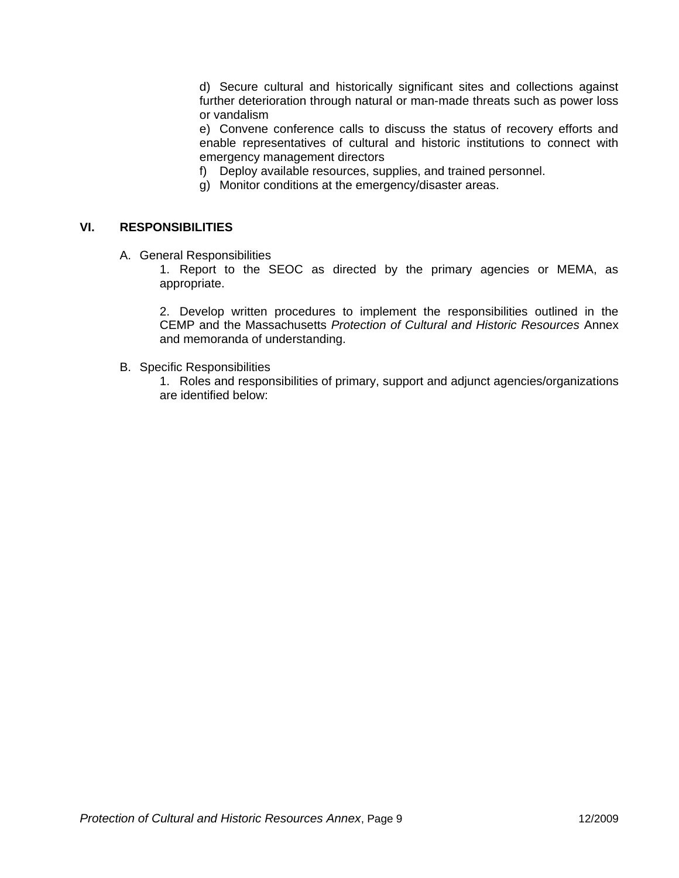d) Secure cultural and historically significant sites and collections against further deterioration through natural or man-made threats such as power loss or vandalism

e) Convene conference calls to discuss the status of recovery efforts and enable representatives of cultural and historic institutions to connect with emergency management directors

f) Deploy available resources, supplies, and trained personnel.

g) Monitor conditions at the emergency/disaster areas.

## VI. RESPONSIBILITIES

A. General Responsibilities

1. Report to the SEOC as directed by the primary agencies or MEMA, as appropriate.

2. Develop written procedures to implement the responsibilities outlined in the CEMP and the Massachusetts *Protection of Cultural and Historic Resources* Annex and memoranda of understanding.

B. Specific Responsibilities

1. Roles and responsibilities of primary, support and adjunct agencies/organizations are identified below: